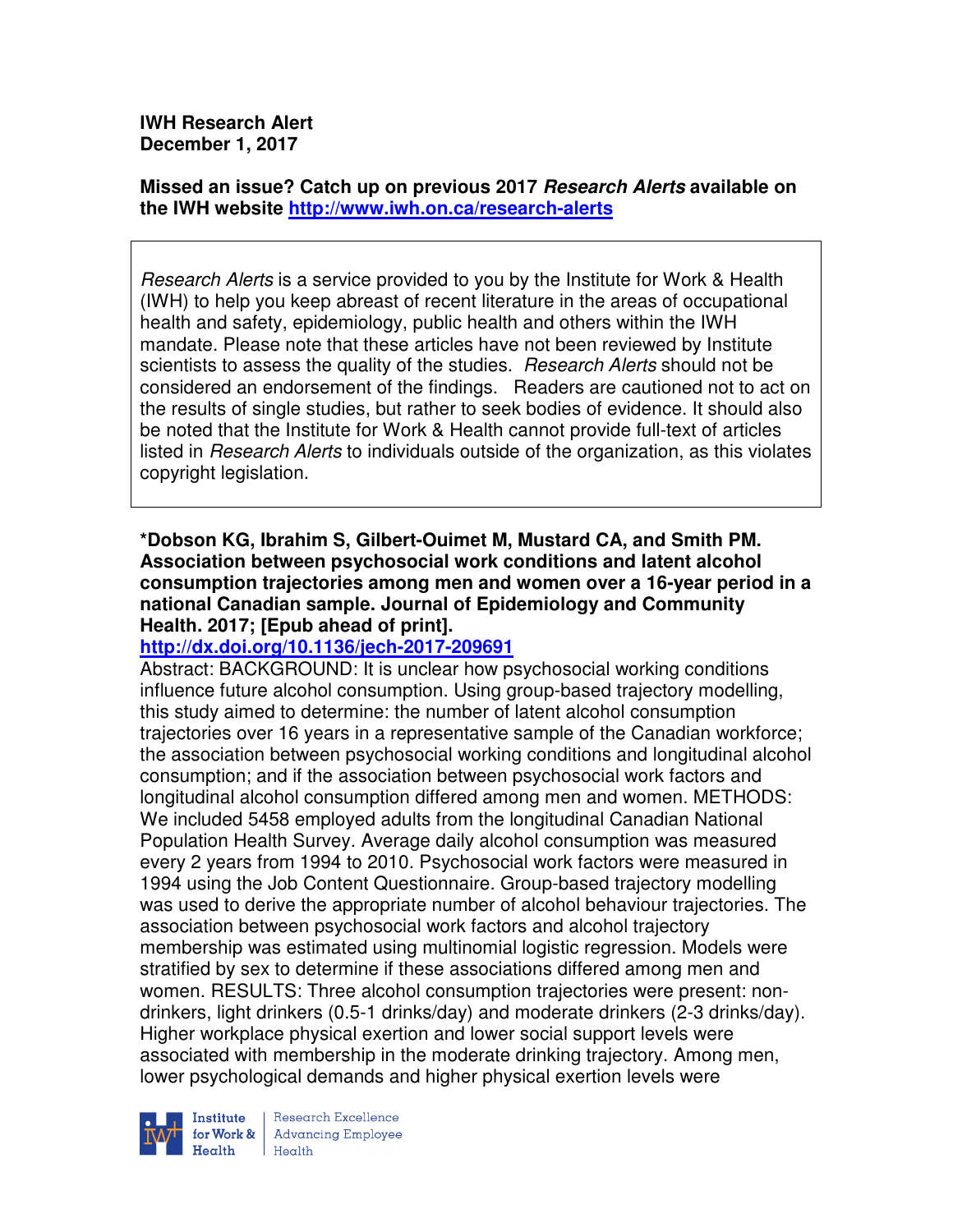**IWH Research Alert**
**December 1, 2017**

**Missed an issue? Catch up on previous 2017 *Research Alerts* available on the IWH website http://www.iwh.on.ca/research-alerts**

*Research Alerts* is a service provided to you by the Institute for Work & Health (IWH) to help you keep abreast of recent literature in the areas of occupational health and safety, epidemiology, public health and others within the IWH mandate. Please note that these articles have not been reviewed by Institute scientists to assess the quality of the studies. *Research Alerts* should not be considered an endorsement of the findings. Readers are cautioned not to act on the results of single studies, but rather to seek bodies of evidence. It should also be noted that the Institute for Work & Health cannot provide full-text of articles listed in *Research Alerts* to individuals outside of the organization, as this violates copyright legislation.

**\*Dobson KG, Ibrahim S, Gilbert-Ouimet M, Mustard CA, and Smith PM. Association between psychosocial work conditions and latent alcohol consumption trajectories among men and women over a 16-year period in a national Canadian sample. Journal of Epidemiology and Community Health. 2017; [Epub ahead of print].**
**http://dx.doi.org/10.1136/jech-2017-209691**

Abstract: BACKGROUND: It is unclear how psychosocial working conditions influence future alcohol consumption. Using group-based trajectory modelling, this study aimed to determine: the number of latent alcohol consumption trajectories over 16 years in a representative sample of the Canadian workforce; the association between psychosocial working conditions and longitudinal alcohol consumption; and if the association between psychosocial work factors and longitudinal alcohol consumption differed among men and women. METHODS: We included 5458 employed adults from the longitudinal Canadian National Population Health Survey. Average daily alcohol consumption was measured every 2 years from 1994 to 2010. Psychosocial work factors were measured in 1994 using the Job Content Questionnaire. Group-based trajectory modelling was used to derive the appropriate number of alcohol behaviour trajectories. The association between psychosocial work factors and alcohol trajectory membership was estimated using multinomial logistic regression. Models were stratified by sex to determine if these associations differed among men and women. RESULTS: Three alcohol consumption trajectories were present: non-drinkers, light drinkers (0.5-1 drinks/day) and moderate drinkers (2-3 drinks/day). Higher workplace physical exertion and lower social support levels were associated with membership in the moderate drinking trajectory. Among men, lower psychological demands and higher physical exertion levels were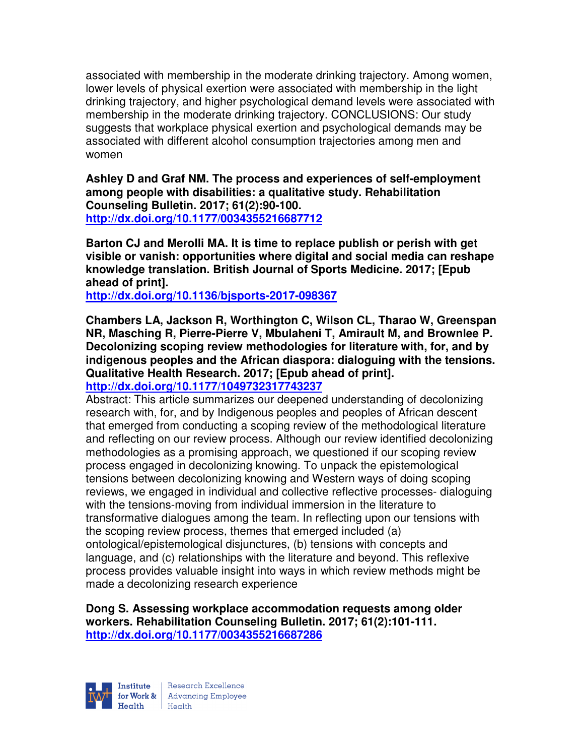associated with membership in the moderate drinking trajectory. Among women, lower levels of physical exertion were associated with membership in the light drinking trajectory, and higher psychological demand levels were associated with membership in the moderate drinking trajectory. CONCLUSIONS: Our study suggests that workplace physical exertion and psychological demands may be associated with different alcohol consumption trajectories among men and women

**Ashley D and Graf NM. The process and experiences of self-employment among people with disabilities: a qualitative study. Rehabilitation Counseling Bulletin. 2017; 61(2):90-100.**
**http://dx.doi.org/10.1177/0034355216687712**

**Barton CJ and Merolli MA. It is time to replace publish or perish with get visible or vanish: opportunities where digital and social media can reshape knowledge translation. British Journal of Sports Medicine. 2017; [Epub ahead of print].**
**http://dx.doi.org/10.1136/bjsports-2017-098367**

**Chambers LA, Jackson R, Worthington C, Wilson CL, Tharao W, Greenspan NR, Masching R, Pierre-Pierre V, Mbulaheni T, Amirault M, and Brownlee P. Decolonizing scoping review methodologies for literature with, for, and by indigenous peoples and the African diaspora: dialoguing with the tensions. Qualitative Health Research. 2017; [Epub ahead of print].**
**http://dx.doi.org/10.1177/1049732317743237**
Abstract: This article summarizes our deepened understanding of decolonizing research with, for, and by Indigenous peoples and peoples of African descent that emerged from conducting a scoping review of the methodological literature and reflecting on our review process. Although our review identified decolonizing methodologies as a promising approach, we questioned if our scoping review process engaged in decolonizing knowing. To unpack the epistemological tensions between decolonizing knowing and Western ways of doing scoping reviews, we engaged in individual and collective reflective processes- dialoguing with the tensions-moving from individual immersion in the literature to transformative dialogues among the team. In reflecting upon our tensions with the scoping review process, themes that emerged included (a) ontological/epistemological disjunctures, (b) tensions with concepts and language, and (c) relationships with the literature and beyond. This reflexive process provides valuable insight into ways in which review methods might be made a decolonizing research experience

**Dong S. Assessing workplace accommodation requests among older workers. Rehabilitation Counseling Bulletin. 2017; 61(2):101-111.**
**http://dx.doi.org/10.1177/0034355216687286**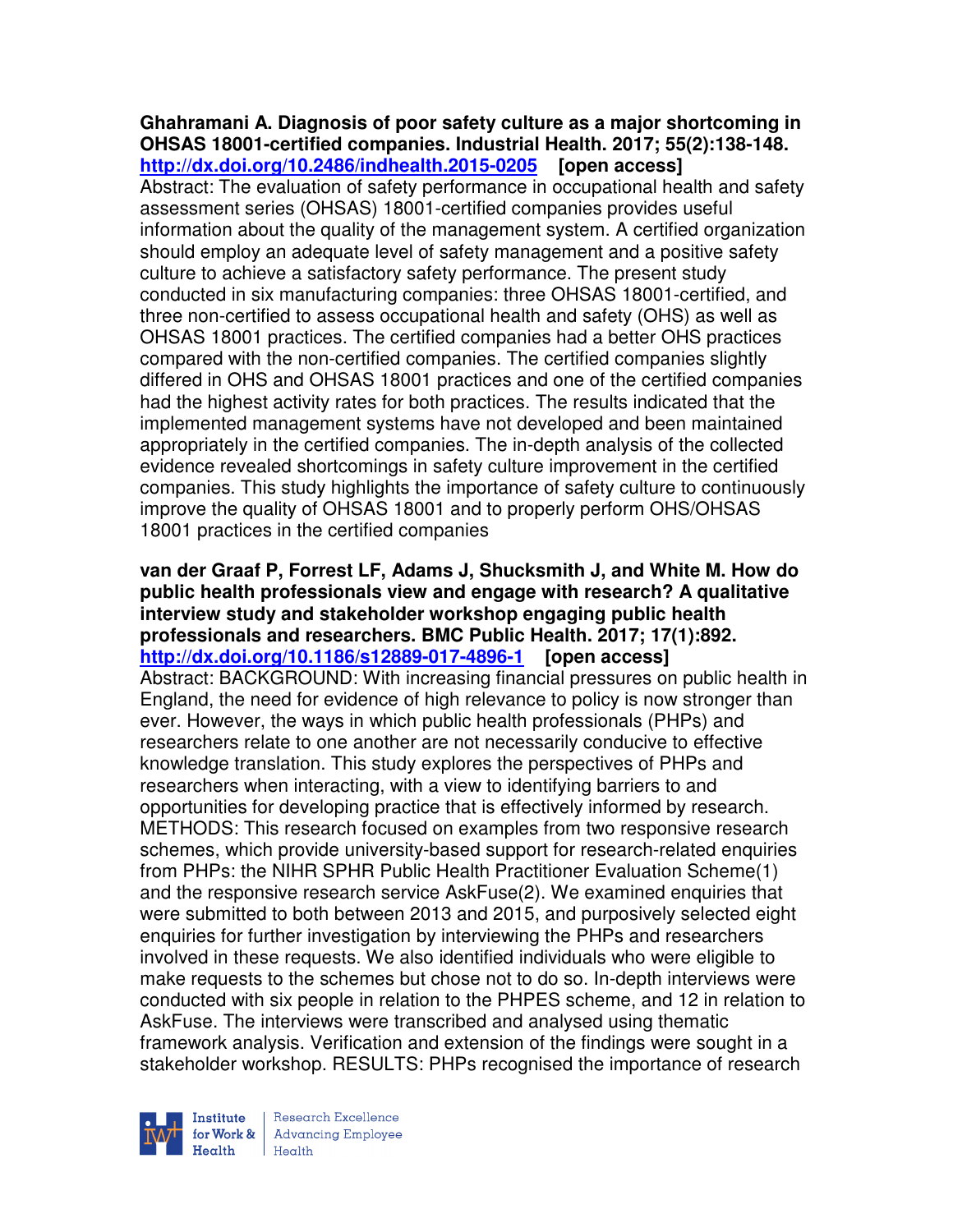**Ghahramani A. Diagnosis of poor safety culture as a major shortcoming in OHSAS 18001-certified companies. Industrial Health. 2017; 55(2):138-148. http://dx.doi.org/10.2486/indhealth.2015-0205 [open access]**

Abstract: The evaluation of safety performance in occupational health and safety assessment series (OHSAS) 18001-certified companies provides useful information about the quality of the management system. A certified organization should employ an adequate level of safety management and a positive safety culture to achieve a satisfactory safety performance. The present study conducted in six manufacturing companies: three OHSAS 18001-certified, and three non-certified to assess occupational health and safety (OHS) as well as OHSAS 18001 practices. The certified companies had a better OHS practices compared with the non-certified companies. The certified companies slightly differed in OHS and OHSAS 18001 practices and one of the certified companies had the highest activity rates for both practices. The results indicated that the implemented management systems have not developed and been maintained appropriately in the certified companies. The in-depth analysis of the collected evidence revealed shortcomings in safety culture improvement in the certified companies. This study highlights the importance of safety culture to continuously improve the quality of OHSAS 18001 and to properly perform OHS/OHSAS 18001 practices in the certified companies

**van der Graaf P, Forrest LF, Adams J, Shucksmith J, and White M. How do public health professionals view and engage with research? A qualitative interview study and stakeholder workshop engaging public health professionals and researchers. BMC Public Health. 2017; 17(1):892. http://dx.doi.org/10.1186/s12889-017-4896-1 [open access]**

Abstract: BACKGROUND: With increasing financial pressures on public health in England, the need for evidence of high relevance to policy is now stronger than ever. However, the ways in which public health professionals (PHPs) and researchers relate to one another are not necessarily conducive to effective knowledge translation. This study explores the perspectives of PHPs and researchers when interacting, with a view to identifying barriers to and opportunities for developing practice that is effectively informed by research. METHODS: This research focused on examples from two responsive research schemes, which provide university-based support for research-related enquiries from PHPs: the NIHR SPHR Public Health Practitioner Evaluation Scheme(1) and the responsive research service AskFuse(2). We examined enquiries that were submitted to both between 2013 and 2015, and purposively selected eight enquiries for further investigation by interviewing the PHPs and researchers involved in these requests. We also identified individuals who were eligible to make requests to the schemes but chose not to do so. In-depth interviews were conducted with six people in relation to the PHPES scheme, and 12 in relation to AskFuse. The interviews were transcribed and analysed using thematic framework analysis. Verification and extension of the findings were sought in a stakeholder workshop. RESULTS: PHPs recognised the importance of research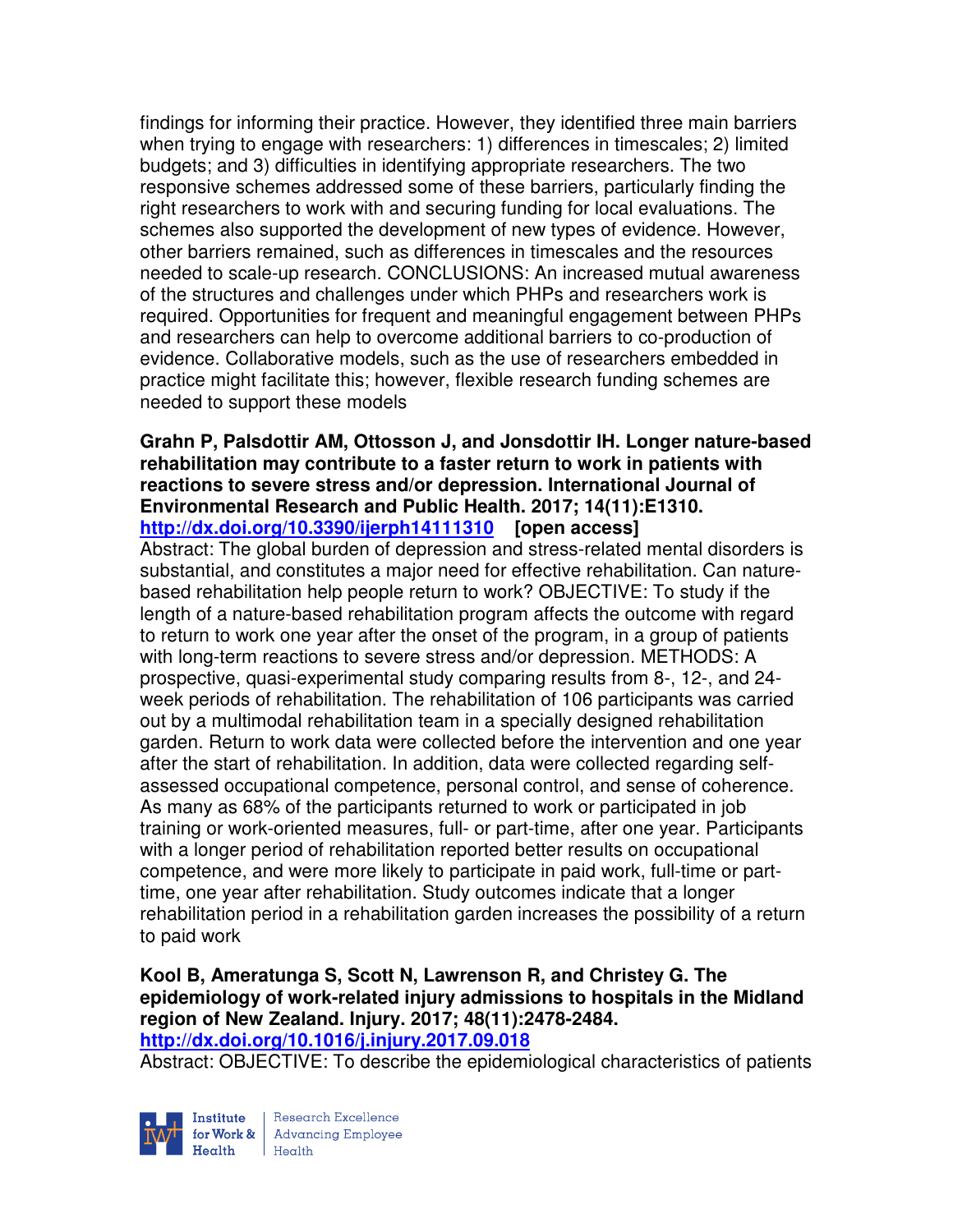findings for informing their practice. However, they identified three main barriers when trying to engage with researchers: 1) differences in timescales; 2) limited budgets; and 3) difficulties in identifying appropriate researchers. The two responsive schemes addressed some of these barriers, particularly finding the right researchers to work with and securing funding for local evaluations. The schemes also supported the development of new types of evidence. However, other barriers remained, such as differences in timescales and the resources needed to scale-up research. CONCLUSIONS: An increased mutual awareness of the structures and challenges under which PHPs and researchers work is required. Opportunities for frequent and meaningful engagement between PHPs and researchers can help to overcome additional barriers to co-production of evidence. Collaborative models, such as the use of researchers embedded in practice might facilitate this; however, flexible research funding schemes are needed to support these models

**Grahn P, Palsdottir AM, Ottosson J, and Jonsdottir IH. Longer nature-based rehabilitation may contribute to a faster return to work in patients with reactions to severe stress and/or depression. International Journal of Environmental Research and Public Health. 2017; 14(11):E1310. http://dx.doi.org/10.3390/ijerph14111310 [open access]**
Abstract: The global burden of depression and stress-related mental disorders is substantial, and constitutes a major need for effective rehabilitation. Can nature-based rehabilitation help people return to work? OBJECTIVE: To study if the length of a nature-based rehabilitation program affects the outcome with regard to return to work one year after the onset of the program, in a group of patients with long-term reactions to severe stress and/or depression. METHODS: A prospective, quasi-experimental study comparing results from 8-, 12-, and 24-week periods of rehabilitation. The rehabilitation of 106 participants was carried out by a multimodal rehabilitation team in a specially designed rehabilitation garden. Return to work data were collected before the intervention and one year after the start of rehabilitation. In addition, data were collected regarding self-assessed occupational competence, personal control, and sense of coherence. As many as 68% of the participants returned to work or participated in job training or work-oriented measures, full- or part-time, after one year. Participants with a longer period of rehabilitation reported better results on occupational competence, and were more likely to participate in paid work, full-time or part-time, one year after rehabilitation. Study outcomes indicate that a longer rehabilitation period in a rehabilitation garden increases the possibility of a return to paid work

**Kool B, Ameratunga S, Scott N, Lawrenson R, and Christey G. The epidemiology of work-related injury admissions to hospitals in the Midland region of New Zealand. Injury. 2017; 48(11):2478-2484. http://dx.doi.org/10.1016/j.injury.2017.09.018**
Abstract: OBJECTIVE: To describe the epidemiological characteristics of patients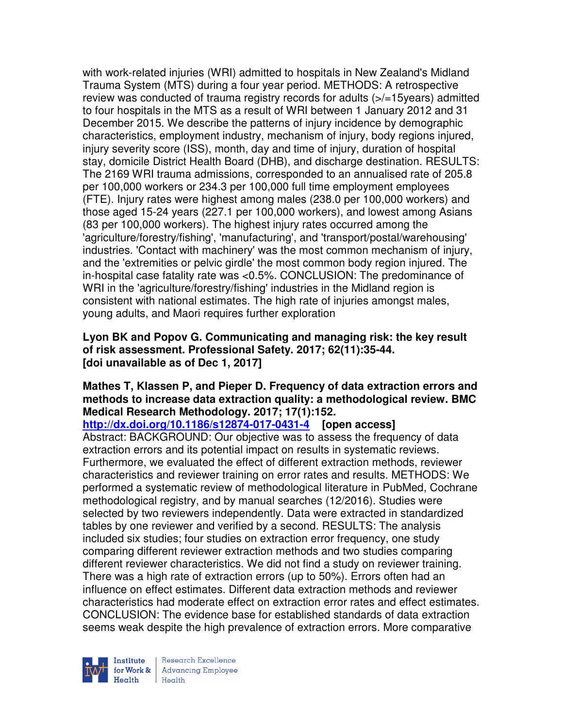with work-related injuries (WRI) admitted to hospitals in New Zealand's Midland Trauma System (MTS) during a four year period. METHODS: A retrospective review was conducted of trauma registry records for adults (>/=15years) admitted to four hospitals in the MTS as a result of WRI between 1 January 2012 and 31 December 2015. We describe the patterns of injury incidence by demographic characteristics, employment industry, mechanism of injury, body regions injured, injury severity score (ISS), month, day and time of injury, duration of hospital stay, domicile District Health Board (DHB), and discharge destination. RESULTS: The 2169 WRI trauma admissions, corresponded to an annualised rate of 205.8 per 100,000 workers or 234.3 per 100,000 full time employment employees (FTE). Injury rates were highest among males (238.0 per 100,000 workers) and those aged 15-24 years (227.1 per 100,000 workers), and lowest among Asians (83 per 100,000 workers). The highest injury rates occurred among the 'agriculture/forestry/fishing', 'manufacturing', and 'transport/postal/warehousing' industries. 'Contact with machinery' was the most common mechanism of injury, and the 'extremities or pelvic girdle' the most common body region injured. The in-hospital case fatality rate was <0.5%. CONCLUSION: The predominance of WRI in the 'agriculture/forestry/fishing' industries in the Midland region is consistent with national estimates. The high rate of injuries amongst males, young adults, and Maori requires further exploration

**Lyon BK and Popov G. Communicating and managing risk: the key result of risk assessment. Professional Safety. 2017; 62(11):35-44. [doi unavailable as of Dec 1, 2017]**

**Mathes T, Klassen P, and Pieper D. Frequency of data extraction errors and methods to increase data extraction quality: a methodological review. BMC Medical Research Methodology. 2017; 17(1):152.**
**http://dx.doi.org/10.1186/s12874-017-0431-4 [open access]**
Abstract: BACKGROUND: Our objective was to assess the frequency of data extraction errors and its potential impact on results in systematic reviews. Furthermore, we evaluated the effect of different extraction methods, reviewer characteristics and reviewer training on error rates and results. METHODS: We performed a systematic review of methodological literature in PubMed, Cochrane methodological registry, and by manual searches (12/2016). Studies were selected by two reviewers independently. Data were extracted in standardized tables by one reviewer and verified by a second. RESULTS: The analysis included six studies; four studies on extraction error frequency, one study comparing different reviewer extraction methods and two studies comparing different reviewer characteristics. We did not find a study on reviewer training. There was a high rate of extraction errors (up to 50%). Errors often had an influence on effect estimates. Different data extraction methods and reviewer characteristics had moderate effect on extraction error rates and effect estimates. CONCLUSION: The evidence base for established standards of data extraction seems weak despite the high prevalence of extraction errors. More comparative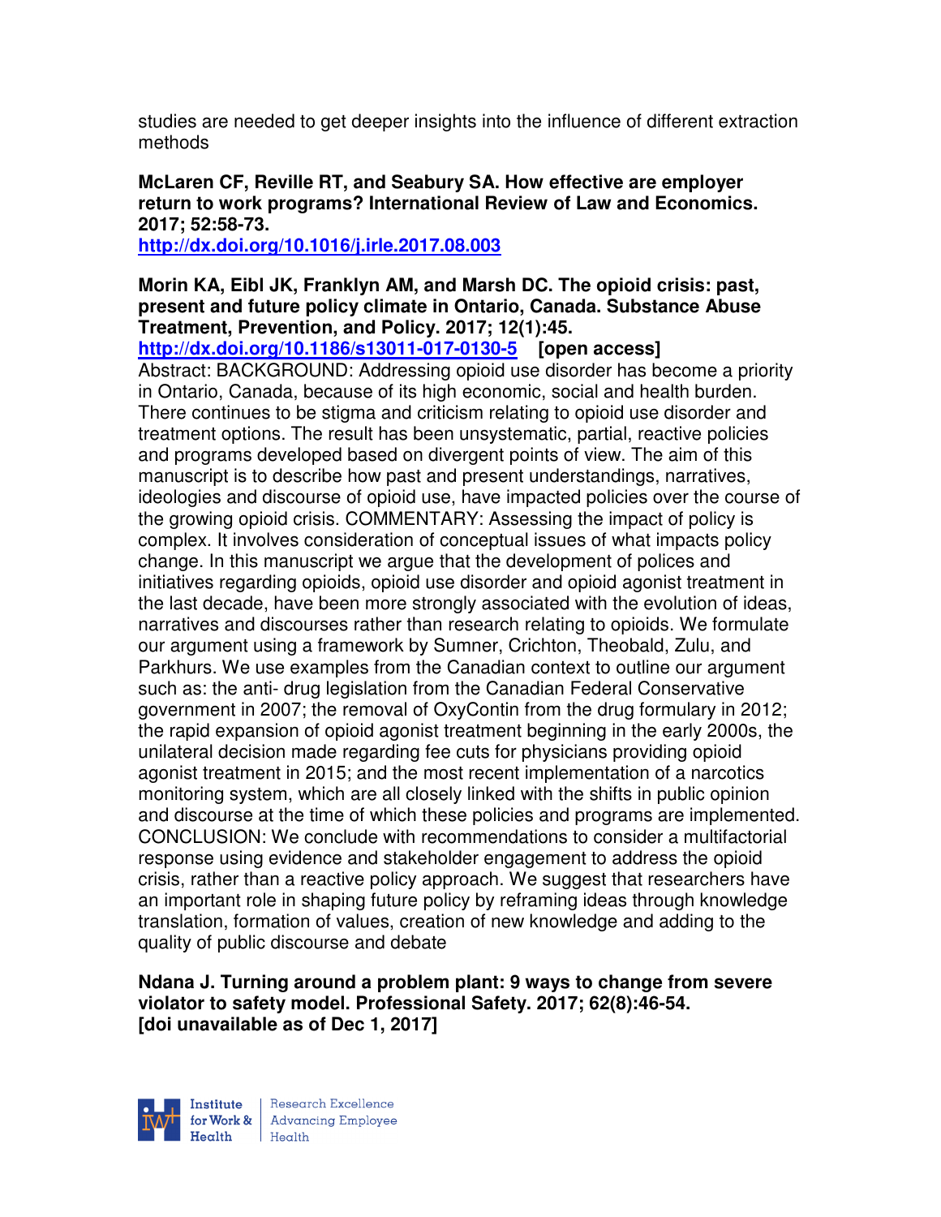studies are needed to get deeper insights into the influence of different extraction methods

**McLaren CF, Reville RT, and Seabury SA. How effective are employer return to work programs? International Review of Law and Economics. 2017; 52:58-73.**
**http://dx.doi.org/10.1016/j.irle.2017.08.003**

**Morin KA, Eibl JK, Franklyn AM, and Marsh DC. The opioid crisis: past, present and future policy climate in Ontario, Canada. Substance Abuse Treatment, Prevention, and Policy. 2017; 12(1):45.**
**http://dx.doi.org/10.1186/s13011-017-0130-5 [open access]**
Abstract: BACKGROUND: Addressing opioid use disorder has become a priority in Ontario, Canada, because of its high economic, social and health burden. There continues to be stigma and criticism relating to opioid use disorder and treatment options. The result has been unsystematic, partial, reactive policies and programs developed based on divergent points of view. The aim of this manuscript is to describe how past and present understandings, narratives, ideologies and discourse of opioid use, have impacted policies over the course of the growing opioid crisis. COMMENTARY: Assessing the impact of policy is complex. It involves consideration of conceptual issues of what impacts policy change. In this manuscript we argue that the development of polices and initiatives regarding opioids, opioid use disorder and opioid agonist treatment in the last decade, have been more strongly associated with the evolution of ideas, narratives and discourses rather than research relating to opioids. We formulate our argument using a framework by Sumner, Crichton, Theobald, Zulu, and Parkhurs. We use examples from the Canadian context to outline our argument such as: the anti- drug legislation from the Canadian Federal Conservative government in 2007; the removal of OxyContin from the drug formulary in 2012; the rapid expansion of opioid agonist treatment beginning in the early 2000s, the unilateral decision made regarding fee cuts for physicians providing opioid agonist treatment in 2015; and the most recent implementation of a narcotics monitoring system, which are all closely linked with the shifts in public opinion and discourse at the time of which these policies and programs are implemented. CONCLUSION: We conclude with recommendations to consider a multifactorial response using evidence and stakeholder engagement to address the opioid crisis, rather than a reactive policy approach. We suggest that researchers have an important role in shaping future policy by reframing ideas through knowledge translation, formation of values, creation of new knowledge and adding to the quality of public discourse and debate

**Ndana J. Turning around a problem plant: 9 ways to change from severe violator to safety model. Professional Safety. 2017; 62(8):46-54.**
**[doi unavailable as of Dec 1, 2017]**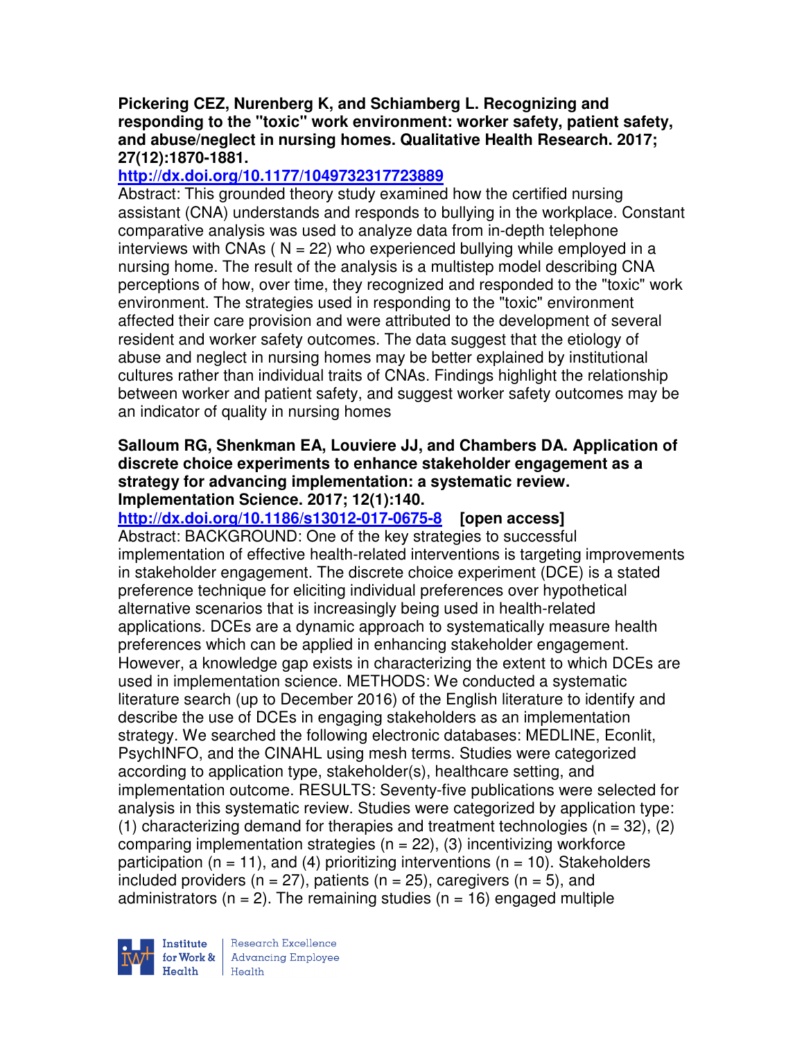**Pickering CEZ, Nurenberg K, and Schiamberg L. Recognizing and responding to the "toxic" work environment: worker safety, patient safety, and abuse/neglect in nursing homes. Qualitative Health Research. 2017; 27(12):1870-1881.**

**http://dx.doi.org/10.1177/1049732317723889**

Abstract: This grounded theory study examined how the certified nursing assistant (CNA) understands and responds to bullying in the workplace. Constant comparative analysis was used to analyze data from in-depth telephone interviews with CNAs ( N = 22) who experienced bullying while employed in a nursing home. The result of the analysis is a multistep model describing CNA perceptions of how, over time, they recognized and responded to the "toxic" work environment. The strategies used in responding to the "toxic" environment affected their care provision and were attributed to the development of several resident and worker safety outcomes. The data suggest that the etiology of abuse and neglect in nursing homes may be better explained by institutional cultures rather than individual traits of CNAs. Findings highlight the relationship between worker and patient safety, and suggest worker safety outcomes may be an indicator of quality in nursing homes

**Salloum RG, Shenkman EA, Louviere JJ, and Chambers DA. Application of discrete choice experiments to enhance stakeholder engagement as a strategy for advancing implementation: a systematic review. Implementation Science. 2017; 12(1):140.**

**http://dx.doi.org/10.1186/s13012-017-0675-8 [open access]**

Abstract: BACKGROUND: One of the key strategies to successful implementation of effective health-related interventions is targeting improvements in stakeholder engagement. The discrete choice experiment (DCE) is a stated preference technique for eliciting individual preferences over hypothetical alternative scenarios that is increasingly being used in health-related applications. DCEs are a dynamic approach to systematically measure health preferences which can be applied in enhancing stakeholder engagement. However, a knowledge gap exists in characterizing the extent to which DCEs are used in implementation science. METHODS: We conducted a systematic literature search (up to December 2016) of the English literature to identify and describe the use of DCEs in engaging stakeholders as an implementation strategy. We searched the following electronic databases: MEDLINE, Econlit, PsychINFO, and the CINAHL using mesh terms. Studies were categorized according to application type, stakeholder(s), healthcare setting, and implementation outcome. RESULTS: Seventy-five publications were selected for analysis in this systematic review. Studies were categorized by application type: (1) characterizing demand for therapies and treatment technologies (n = 32), (2) comparing implementation strategies (n = 22), (3) incentivizing workforce participation (n = 11), and (4) prioritizing interventions (n = 10). Stakeholders included providers (n = 27), patients (n = 25), caregivers (n = 5), and administrators (n = 2). The remaining studies (n = 16) engaged multiple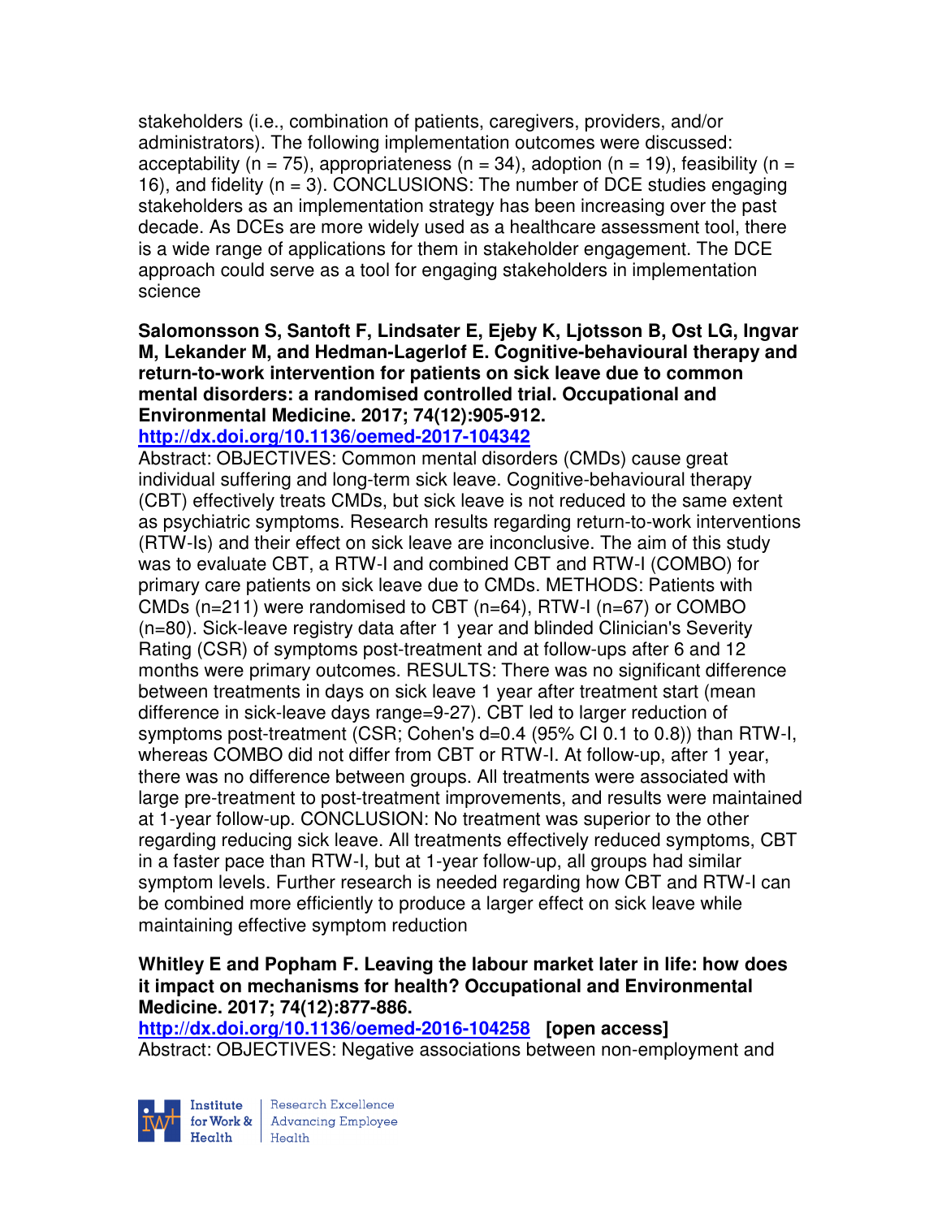stakeholders (i.e., combination of patients, caregivers, providers, and/or administrators). The following implementation outcomes were discussed: acceptability (n = 75), appropriateness (n = 34), adoption (n = 19), feasibility (n = 16), and fidelity (n = 3). CONCLUSIONS: The number of DCE studies engaging stakeholders as an implementation strategy has been increasing over the past decade. As DCEs are more widely used as a healthcare assessment tool, there is a wide range of applications for them in stakeholder engagement. The DCE approach could serve as a tool for engaging stakeholders in implementation science

**Salomonsson S, Santoft F, Lindsater E, Ejeby K, Ljotsson B, Ost LG, Ingvar M, Lekander M, and Hedman-Lagerlof E. Cognitive-behavioural therapy and return-to-work intervention for patients on sick leave due to common mental disorders: a randomised controlled trial. Occupational and Environmental Medicine. 2017; 74(12):905-912.**
**http://dx.doi.org/10.1136/oemed-2017-104342**
Abstract: OBJECTIVES: Common mental disorders (CMDs) cause great individual suffering and long-term sick leave. Cognitive-behavioural therapy (CBT) effectively treats CMDs, but sick leave is not reduced to the same extent as psychiatric symptoms. Research results regarding return-to-work interventions (RTW-Is) and their effect on sick leave are inconclusive. The aim of this study was to evaluate CBT, a RTW-I and combined CBT and RTW-I (COMBO) for primary care patients on sick leave due to CMDs. METHODS: Patients with CMDs (n=211) were randomised to CBT (n=64), RTW-I (n=67) or COMBO (n=80). Sick-leave registry data after 1 year and blinded Clinician's Severity Rating (CSR) of symptoms post-treatment and at follow-ups after 6 and 12 months were primary outcomes. RESULTS: There was no significant difference between treatments in days on sick leave 1 year after treatment start (mean difference in sick-leave days range=9-27). CBT led to larger reduction of symptoms post-treatment (CSR; Cohen's d=0.4 (95% CI 0.1 to 0.8)) than RTW-I, whereas COMBO did not differ from CBT or RTW-I. At follow-up, after 1 year, there was no difference between groups. All treatments were associated with large pre-treatment to post-treatment improvements, and results were maintained at 1-year follow-up. CONCLUSION: No treatment was superior to the other regarding reducing sick leave. All treatments effectively reduced symptoms, CBT in a faster pace than RTW-I, but at 1-year follow-up, all groups had similar symptom levels. Further research is needed regarding how CBT and RTW-I can be combined more efficiently to produce a larger effect on sick leave while maintaining effective symptom reduction

**Whitley E and Popham F. Leaving the labour market later in life: how does it impact on mechanisms for health? Occupational and Environmental Medicine. 2017; 74(12):877-886.**
**http://dx.doi.org/10.1136/oemed-2016-104258** **[open access]**
Abstract: OBJECTIVES: Negative associations between non-employment and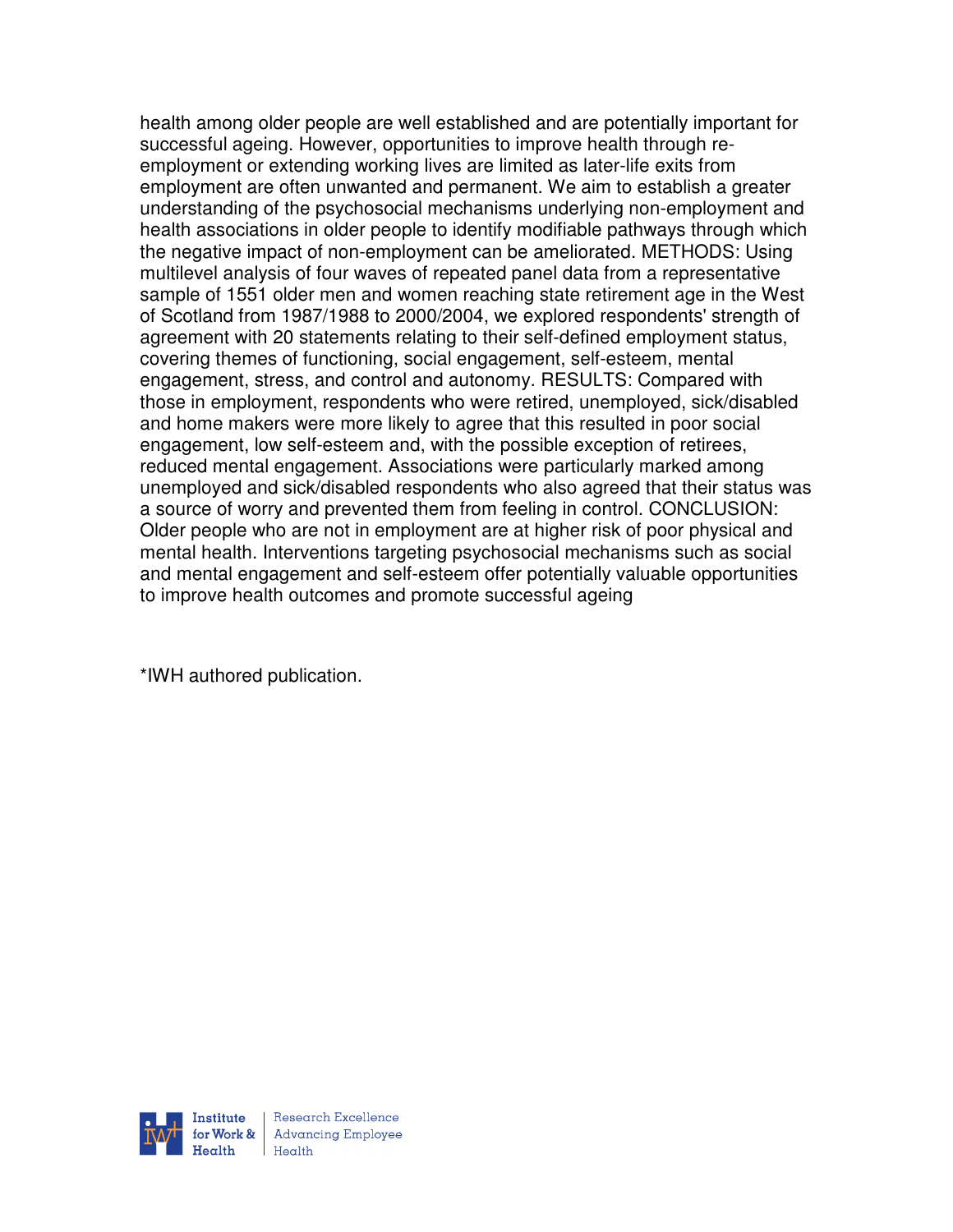health among older people are well established and are potentially important for successful ageing. However, opportunities to improve health through re-employment or extending working lives are limited as later-life exits from employment are often unwanted and permanent. We aim to establish a greater understanding of the psychosocial mechanisms underlying non-employment and health associations in older people to identify modifiable pathways through which the negative impact of non-employment can be ameliorated. METHODS: Using multilevel analysis of four waves of repeated panel data from a representative sample of 1551 older men and women reaching state retirement age in the West of Scotland from 1987/1988 to 2000/2004, we explored respondents' strength of agreement with 20 statements relating to their self-defined employment status, covering themes of functioning, social engagement, self-esteem, mental engagement, stress, and control and autonomy. RESULTS: Compared with those in employment, respondents who were retired, unemployed, sick/disabled and home makers were more likely to agree that this resulted in poor social engagement, low self-esteem and, with the possible exception of retirees, reduced mental engagement. Associations were particularly marked among unemployed and sick/disabled respondents who also agreed that their status was a source of worry and prevented them from feeling in control. CONCLUSION: Older people who are not in employment are at higher risk of poor physical and mental health. Interventions targeting psychosocial mechanisms such as social and mental engagement and self-esteem offer potentially valuable opportunities to improve health outcomes and promote successful ageing

*IWH authored publication.